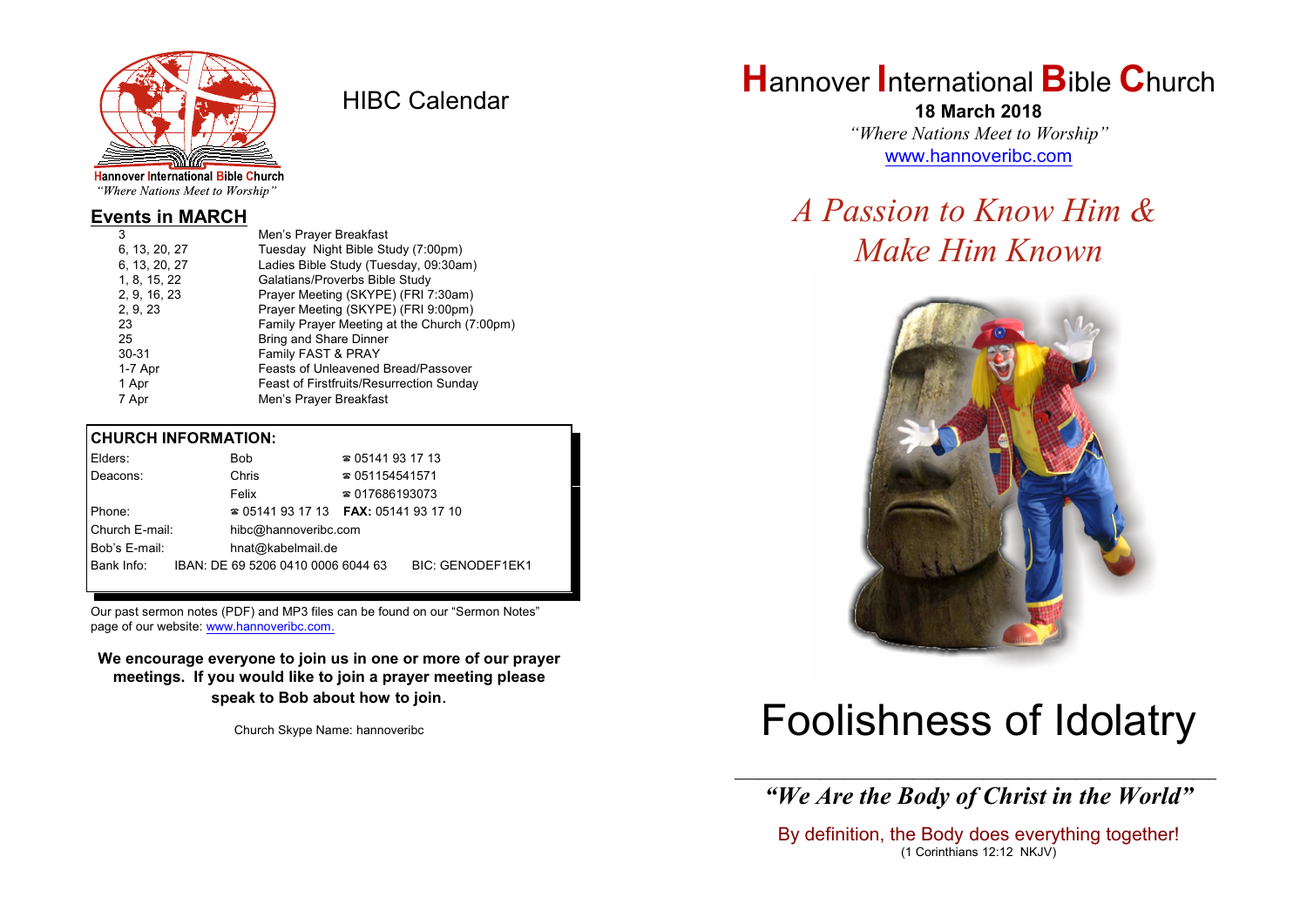Hannover International Bible Church
*"Where Nations Meet to Worship"*

# HIBC Calendar

## Events in MARCH

| | |
|---|---|
| 3 | Men's Prayer Breakfast |
| 6, 13, 20, 27 | Tuesday Night Bible Study (7:00pm) |
| 6, 13, 20, 27 | Ladies Bible Study (Tuesday, 09:30am) |
| 1, 8, 15, 22 | Galatians/Proverbs Bible Study |
| 2, 9, 16, 23 | Prayer Meeting (SKYPE) (FRI 7:30am) |
| 2, 9, 23 | Prayer Meeting (SKYPE) (FRI 9:00pm) |
| 23 | Family Prayer Meeting at the Church (7:00pm) |
| 25 | Bring and Share Dinner |
| 30-31 | Family FAST & PRAY |
| 1-7 Apr | Feasts of Unleavened Bread/Passover |
| 1 Apr | Feast of Firstfruits/Resurrection Sunday |
| 7 Apr | Men's Prayer Breakfast |

## CHURCH INFORMATION:

| | | |
|---|---|---|
| Elders: | Bob | ☎ 05141 93 17 13 |
| Deacons: | Chris | ☎ 051154541571 |
| | Felix | ☎ 017686193073 |
| Phone: | ☎ 05141 93 17 13 | **FAX:** 05141 93 17 10 |
| Church E-mail: | hibc@hannoveribc.com | |
| Bob's E-mail: | hnat@kabelmail.de | |
| Bank Info: | IBAN: DE 69 5206 0410 0006 6044 63 | BIC: GENODEF1EK1 |

Our past sermon notes (PDF) and MP3 files can be found on our "Sermon Notes" page of our website: www.hannoveribc.com.

**We encourage everyone to join us in one or more of our prayer meetings. If you would like to join a prayer meeting please speak to Bob about how to join.**

Church Skype Name: hannoveribc

# Hannover International Bible Church

**18 March 2018**

*"Where Nations Meet to Worship"*

www.hannoveribc.com

## *A Passion to Know Him & Make Him Known*

# Foolishness of Idolatry

***"We Are the Body of Christ in the World"***

By definition, the Body does everything together!
(1 Corinthians 12:12 NKJV)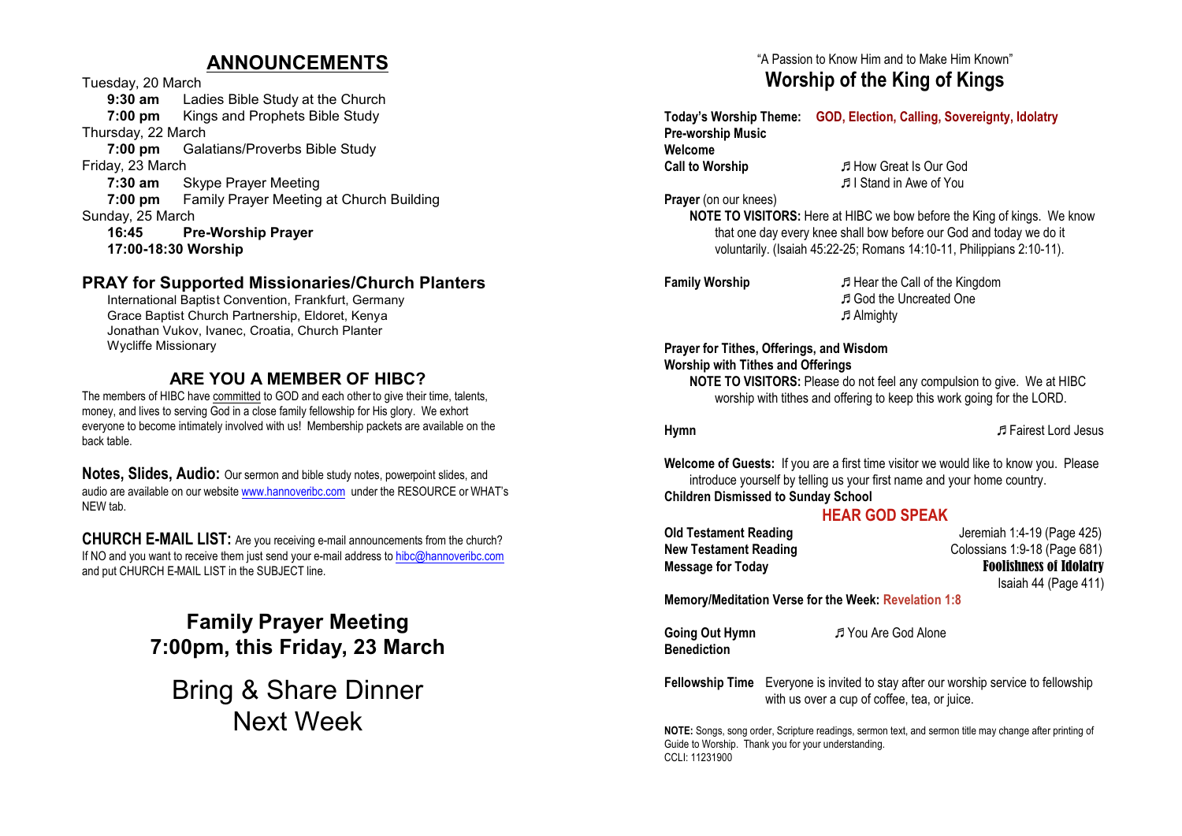# ANNOUNCEMENTS

Tuesday, 20 March
- **9:30 am** Ladies Bible Study at the Church
- **7:00 pm** Kings and Prophets Bible Study

Thursday, 22 March
- **7:00 pm** Galatians/Proverbs Bible Study

Friday, 23 March
- **7:30 am** Skype Prayer Meeting
- **7:00 pm** Family Prayer Meeting at Church Building

Sunday, 25 March
- **16:45 Pre-Worship Prayer**
- **17:00-18:30 Worship**

## PRAY for Supported Missionaries/Church Planters

International Baptist Convention, Frankfurt, Germany
Grace Baptist Church Partnership, Eldoret, Kenya
Jonathan Vukov, Ivanec, Croatia, Church Planter
Wycliffe Missionary

## ARE YOU A MEMBER OF HIBC?

The members of HIBC have committed to GOD and each other to give their time, talents, money, and lives to serving God in a close family fellowship for His glory. We exhort everyone to become intimately involved with us! Membership packets are available on the back table.

**Notes, Slides, Audio:** Our sermon and bible study notes, powerpoint slides, and audio are available on our website www.hannoveribc.com under the RESOURCE or WHAT's NEW tab.

**CHURCH E-MAIL LIST:** Are you receiving e-mail announcements from the church? If NO and you want to receive them just send your e-mail address to hibc@hannoveribc.com and put CHURCH E-MAIL LIST in the SUBJECT line.

## Family Prayer Meeting 7:00pm, this Friday, 23 March

## Bring & Share Dinner Next Week

"A Passion to Know Him and to Make Him Known"

# Worship of the King of Kings

**Today's Worship Theme:** **GOD, Election, Calling, Sovereignty, Idolatry**

**Pre-worship Music**

**Welcome**

**Call to Worship** ♬ How Great Is Our God
♬ I Stand in Awe of You

**Prayer** (on our knees)

**NOTE TO VISITORS:** Here at HIBC we bow before the King of kings. We know that one day every knee shall bow before our God and today we do it voluntarily. (Isaiah 45:22-25; Romans 14:10-11, Philippians 2:10-11).

**Family Worship** ♬ Hear the Call of the Kingdom
♬ God the Uncreated One
♬ Almighty

**Prayer for Tithes, Offerings, and Wisdom**

**Worship with Tithes and Offerings**

**NOTE TO VISITORS:** Please do not feel any compulsion to give. We at HIBC worship with tithes and offering to keep this work going for the LORD.

**Hymn** ♬ Fairest Lord Jesus

**Welcome of Guests:** If you are a first time visitor we would like to know you. Please introduce yourself by telling us your first name and your home country.

**Children Dismissed to Sunday School**

## HEAR GOD SPEAK

**Old Testament Reading** Jeremiah 1:4-19 (Page 425)

**New Testament Reading** Colossians 1:9-18 (Page 681)

**Message for Today** **Foolishness of Idolatry**
Isaiah 44 (Page 411)

**Memory/Meditation Verse for the Week:** **Revelation 1:8**

**Going Out Hymn** ♬ You Are God Alone

**Benediction**

**Fellowship Time** Everyone is invited to stay after our worship service to fellowship with us over a cup of coffee, tea, or juice.

**NOTE:** Songs, song order, Scripture readings, sermon text, and sermon title may change after printing of Guide to Worship. Thank you for your understanding.
CCLI: 11231900